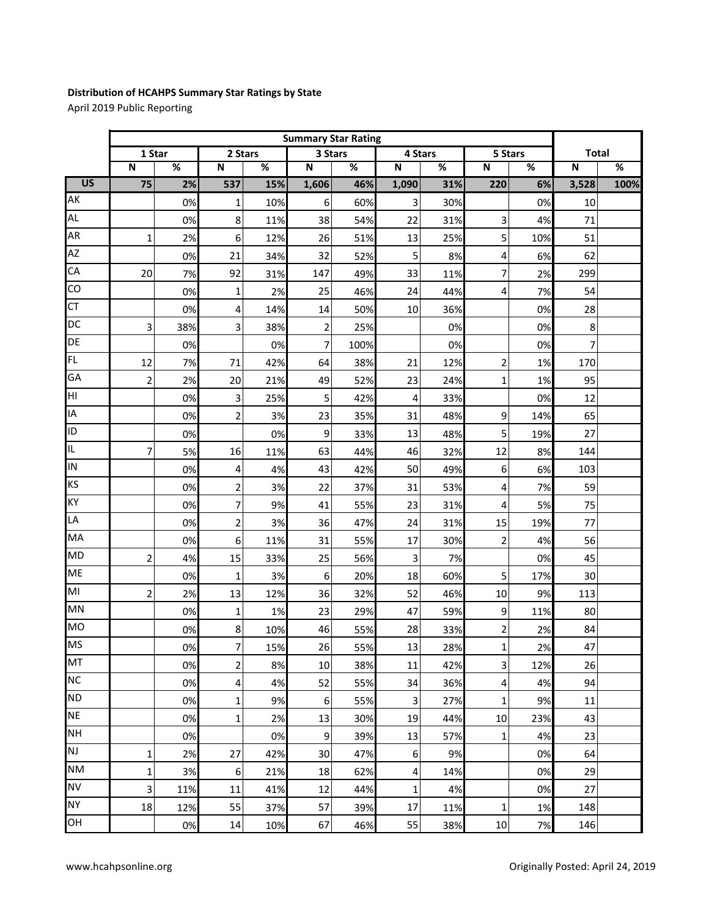**Distribution of HCAHPS Summary Star Ratings by State**

April 2019 Public Reporting

| | Summary Star Rating | | | | | | | | | | | |
|---|---|---|---|---|---|---|---|---|---|---|---|---|
| | 1 Star | | 2 Stars | | 3 Stars | | 4 Stars | | 5 Stars | | Total | |
| | N | % | N | % | N | % | N | % | N | % | N | % |
| **US** | **75** | **2%** | **537** | **15%** | **1,606** | **46%** | **1,090** | **31%** | **220** | **6%** | **3,528** | **100%** |
| AK | | 0% | 1 | 10% | 6 | 60% | 3 | 30% | | 0% | 10 | |
| AL | | 0% | 8 | 11% | 38 | 54% | 22 | 31% | 3 | 4% | 71 | |
| AR | 1 | 2% | 6 | 12% | 26 | 51% | 13 | 25% | 5 | 10% | 51 | |
| AZ | | 0% | 21 | 34% | 32 | 52% | 5 | 8% | 4 | 6% | 62 | |
| CA | 20 | 7% | 92 | 31% | 147 | 49% | 33 | 11% | 7 | 2% | 299 | |
| CO | | 0% | 1 | 2% | 25 | 46% | 24 | 44% | 4 | 7% | 54 | |
| CT | | 0% | 4 | 14% | 14 | 50% | 10 | 36% | | 0% | 28 | |
| DC | 3 | 38% | 3 | 38% | 2 | 25% | | 0% | | 0% | 8 | |
| DE | | 0% | | 0% | 7 | 100% | | 0% | | 0% | 7 | |
| FL | 12 | 7% | 71 | 42% | 64 | 38% | 21 | 12% | 2 | 1% | 170 | |
| GA | 2 | 2% | 20 | 21% | 49 | 52% | 23 | 24% | 1 | 1% | 95 | |
| HI | | 0% | 3 | 25% | 5 | 42% | 4 | 33% | | 0% | 12 | |
| IA | | 0% | 2 | 3% | 23 | 35% | 31 | 48% | 9 | 14% | 65 | |
| ID | | 0% | | 0% | 9 | 33% | 13 | 48% | 5 | 19% | 27 | |
| IL | 7 | 5% | 16 | 11% | 63 | 44% | 46 | 32% | 12 | 8% | 144 | |
| IN | | 0% | 4 | 4% | 43 | 42% | 50 | 49% | 6 | 6% | 103 | |
| KS | | 0% | 2 | 3% | 22 | 37% | 31 | 53% | 4 | 7% | 59 | |
| KY | | 0% | 7 | 9% | 41 | 55% | 23 | 31% | 4 | 5% | 75 | |
| LA | | 0% | 2 | 3% | 36 | 47% | 24 | 31% | 15 | 19% | 77 | |
| MA | | 0% | 6 | 11% | 31 | 55% | 17 | 30% | 2 | 4% | 56 | |
| MD | 2 | 4% | 15 | 33% | 25 | 56% | 3 | 7% | | 0% | 45 | |
| ME | | 0% | 1 | 3% | 6 | 20% | 18 | 60% | 5 | 17% | 30 | |
| MI | 2 | 2% | 13 | 12% | 36 | 32% | 52 | 46% | 10 | 9% | 113 | |
| MN | | 0% | 1 | 1% | 23 | 29% | 47 | 59% | 9 | 11% | 80 | |
| MO | | 0% | 8 | 10% | 46 | 55% | 28 | 33% | 2 | 2% | 84 | |
| MS | | 0% | 7 | 15% | 26 | 55% | 13 | 28% | 1 | 2% | 47 | |
| MT | | 0% | 2 | 8% | 10 | 38% | 11 | 42% | 3 | 12% | 26 | |
| NC | | 0% | 4 | 4% | 52 | 55% | 34 | 36% | 4 | 4% | 94 | |
| ND | | 0% | 1 | 9% | 6 | 55% | 3 | 27% | 1 | 9% | 11 | |
| NE | | 0% | 1 | 2% | 13 | 30% | 19 | 44% | 10 | 23% | 43 | |
| NH | | 0% | | 0% | 9 | 39% | 13 | 57% | 1 | 4% | 23 | |
| NJ | 1 | 2% | 27 | 42% | 30 | 47% | 6 | 9% | | 0% | 64 | |
| NM | 1 | 3% | 6 | 21% | 18 | 62% | 4 | 14% | | 0% | 29 | |
| NV | 3 | 11% | 11 | 41% | 12 | 44% | 1 | 4% | | 0% | 27 | |
| NY | 18 | 12% | 55 | 37% | 57 | 39% | 17 | 11% | 1 | 1% | 148 | |
| OH | | 0% | 14 | 10% | 67 | 46% | 55 | 38% | 10 | 7% | 146 | |

www.hcahpsonline.org

Originally Posted: April 24, 2019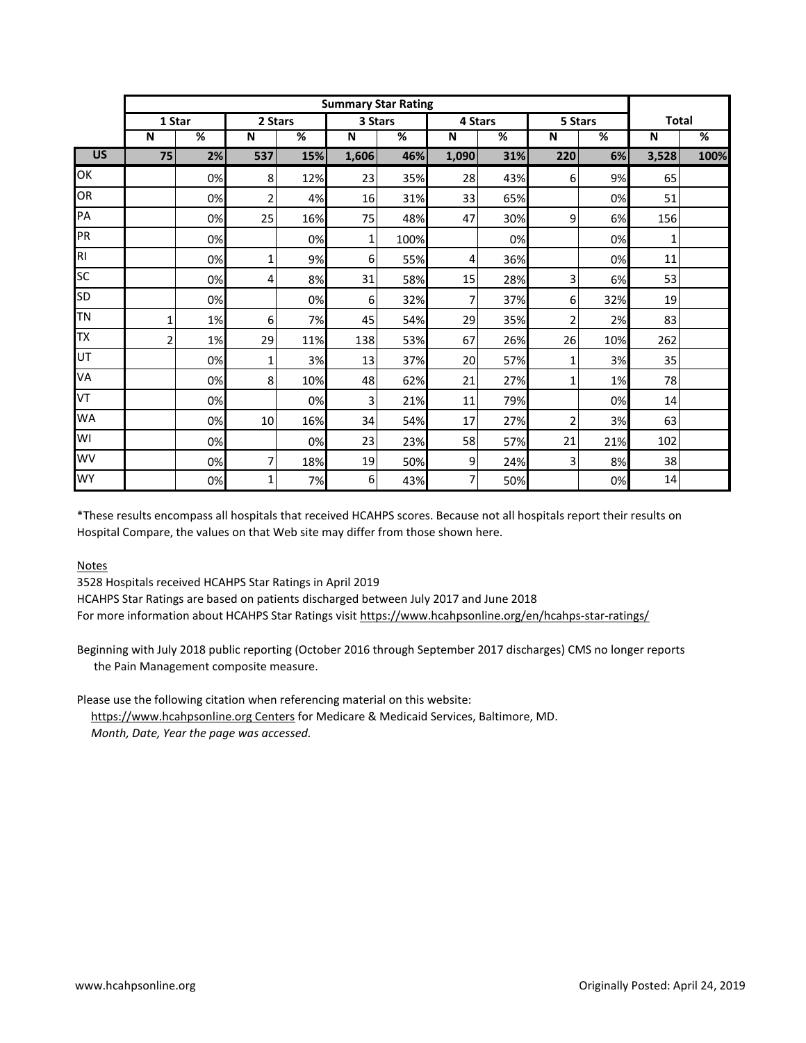| | Summary Star Rating | | | | | | | | | | | |
|---|---|---|---|---|---|---|---|---|---|---|---|---|
| | 1 Star | | 2 Stars | | 3 Stars | | 4 Stars | | 5 Stars | | Total | |
| | N | % | N | % | N | % | N | % | N | % | N | % |
| **US** | **75** | **2%** | **537** | **15%** | **1,606** | **46%** | **1,090** | **31%** | **220** | **6%** | **3,528** | **100%** |
| OK | | 0% | 8 | 12% | 23 | 35% | 28 | 43% | 6 | 9% | 65 | |
| OR | | 0% | 2 | 4% | 16 | 31% | 33 | 65% | | 0% | 51 | |
| PA | | 0% | 25 | 16% | 75 | 48% | 47 | 30% | 9 | 6% | 156 | |
| PR | | 0% | | 0% | 1 | 100% | | 0% | | 0% | 1 | |
| RI | | 0% | 1 | 9% | 6 | 55% | 4 | 36% | | 0% | 11 | |
| SC | | 0% | 4 | 8% | 31 | 58% | 15 | 28% | 3 | 6% | 53 | |
| SD | | 0% | | 0% | 6 | 32% | 7 | 37% | 6 | 32% | 19 | |
| TN | 1 | 1% | 6 | 7% | 45 | 54% | 29 | 35% | 2 | 2% | 83 | |
| TX | 2 | 1% | 29 | 11% | 138 | 53% | 67 | 26% | 26 | 10% | 262 | |
| UT | | 0% | 1 | 3% | 13 | 37% | 20 | 57% | 1 | 3% | 35 | |
| VA | | 0% | 8 | 10% | 48 | 62% | 21 | 27% | 1 | 1% | 78 | |
| VT | | 0% | | 0% | 3 | 21% | 11 | 79% | | 0% | 14 | |
| WA | | 0% | 10 | 16% | 34 | 54% | 17 | 27% | 2 | 3% | 63 | |
| WI | | 0% | | 0% | 23 | 23% | 58 | 57% | 21 | 21% | 102 | |
| WV | | 0% | 7 | 18% | 19 | 50% | 9 | 24% | 3 | 8% | 38 | |
| WY | | 0% | 1 | 7% | 6 | 43% | 7 | 50% | | 0% | 14 | |

*These results encompass all hospitals that received HCAHPS scores. Because not all hospitals report their results on Hospital Compare, the values on that Web site may differ from those shown here.

Notes

3528 Hospitals received HCAHPS Star Ratings in April 2019

HCAHPS Star Ratings are based on patients discharged between July 2017 and June 2018

For more information about HCAHPS Star Ratings visit https://www.hcahpsonline.org/en/hcahps-star-ratings/

Beginning with July 2018 public reporting (October 2016 through September 2017 discharges) CMS no longer reports the Pain Management composite measure.

Please use the following citation when referencing material on this website:
https://www.hcahpsonline.org Centers for Medicare & Medicaid Services, Baltimore, MD.
*Month, Date, Year the page was accessed.*

www.hcahpsonline.org

Originally Posted: April 24, 2019